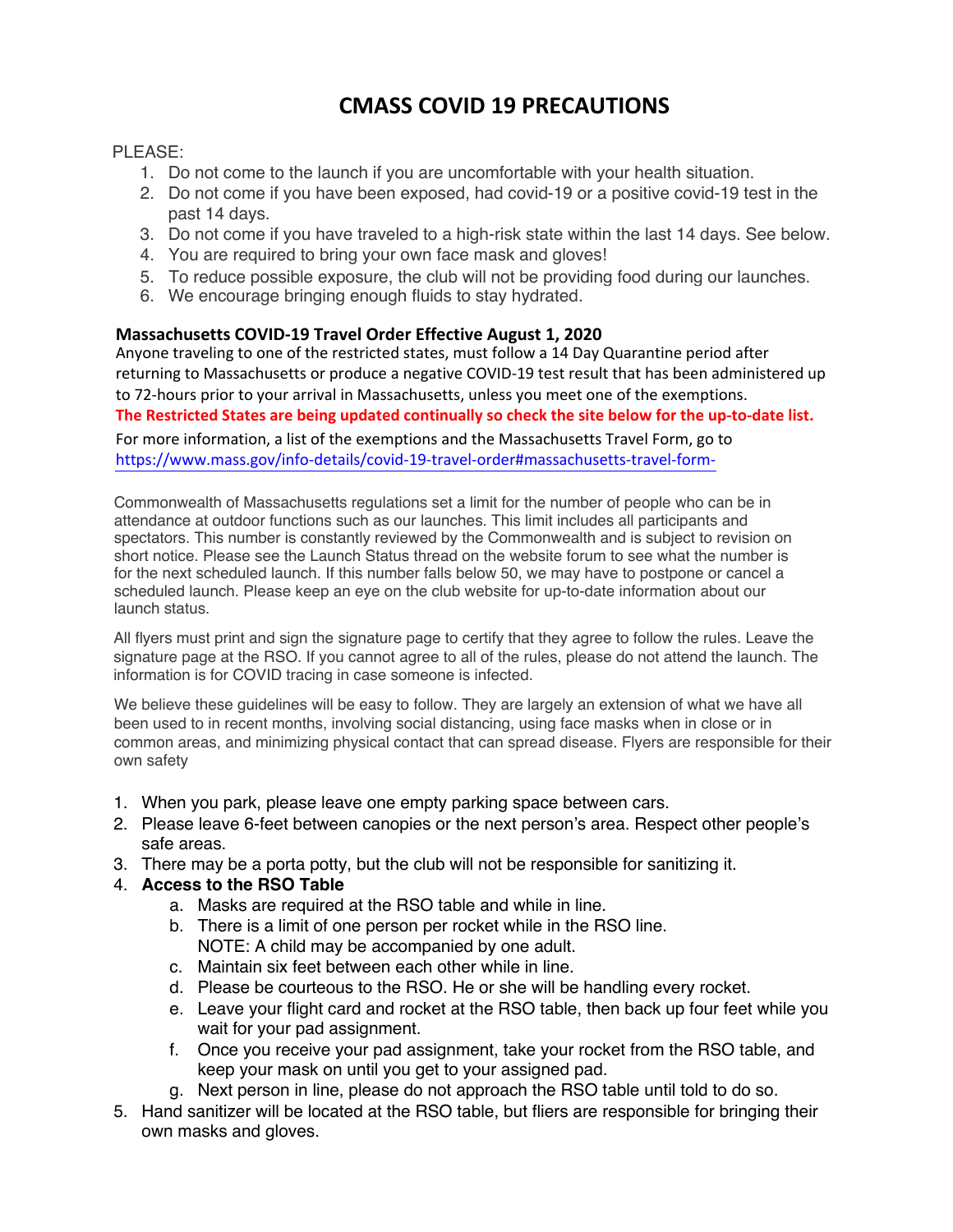# CMASS COVID 19 PRECAUTIONS

PLEASE:

1. Do not come to the launch if you are uncomfortable with your health situation.
2. Do not come if you have been exposed, had covid-19 or a positive covid-19 test in the past 14 days.
3. Do not come if you have traveled to a high-risk state within the last 14 days. See below.
4. You are required to bring your own face mask and gloves!
5. To reduce possible exposure, the club will not be providing food during our launches.
6. We encourage bringing enough fluids to stay hydrated.

**Massachusetts COVID-19 Travel Order Effective August 1, 2020**

Anyone traveling to one of the restricted states, must follow a 14 Day Quarantine period after returning to Massachusetts or produce a negative COVID-19 test result that has been administered up to 72-hours prior to your arrival in Massachusetts, unless you meet one of the exemptions.

**The Restricted States are being updated continually so check the site below for the up-to-date list.**

For more information, a list of the exemptions and the Massachusetts Travel Form, go to https://www.mass.gov/info-details/covid-19-travel-order#massachusetts-travel-form-

Commonwealth of Massachusetts regulations set a limit for the number of people who can be in attendance at outdoor functions such as our launches. This limit includes all participants and spectators. This number is constantly reviewed by the Commonwealth and is subject to revision on short notice. Please see the Launch Status thread on the website forum to see what the number is for the next scheduled launch. If this number falls below 50, we may have to postpone or cancel a scheduled launch. Please keep an eye on the club website for up-to-date information about our launch status.

All flyers must print and sign the signature page to certify that they agree to follow the rules. Leave the signature page at the RSO. If you cannot agree to all of the rules, please do not attend the launch. The information is for COVID tracing in case someone is infected.

We believe these guidelines will be easy to follow. They are largely an extension of what we have all been used to in recent months, involving social distancing, using face masks when in close or in common areas, and minimizing physical contact that can spread disease. Flyers are responsible for their own safety

1. When you park, please leave one empty parking space between cars.
2. Please leave 6-feet between canopies or the next person's area. Respect other people's safe areas.
3. There may be a porta potty, but the club will not be responsible for sanitizing it.
4. **Access to the RSO Table**
   a. Masks are required at the RSO table and while in line.
   b. There is a limit of one person per rocket while in the RSO line.
      NOTE: A child may be accompanied by one adult.
   c. Maintain six feet between each other while in line.
   d. Please be courteous to the RSO. He or she will be handling every rocket.
   e. Leave your flight card and rocket at the RSO table, then back up four feet while you wait for your pad assignment.
   f. Once you receive your pad assignment, take your rocket from the RSO table, and keep your mask on until you get to your assigned pad.
   g. Next person in line, please do not approach the RSO table until told to do so.
5. Hand sanitizer will be located at the RSO table, but fliers are responsible for bringing their own masks and gloves.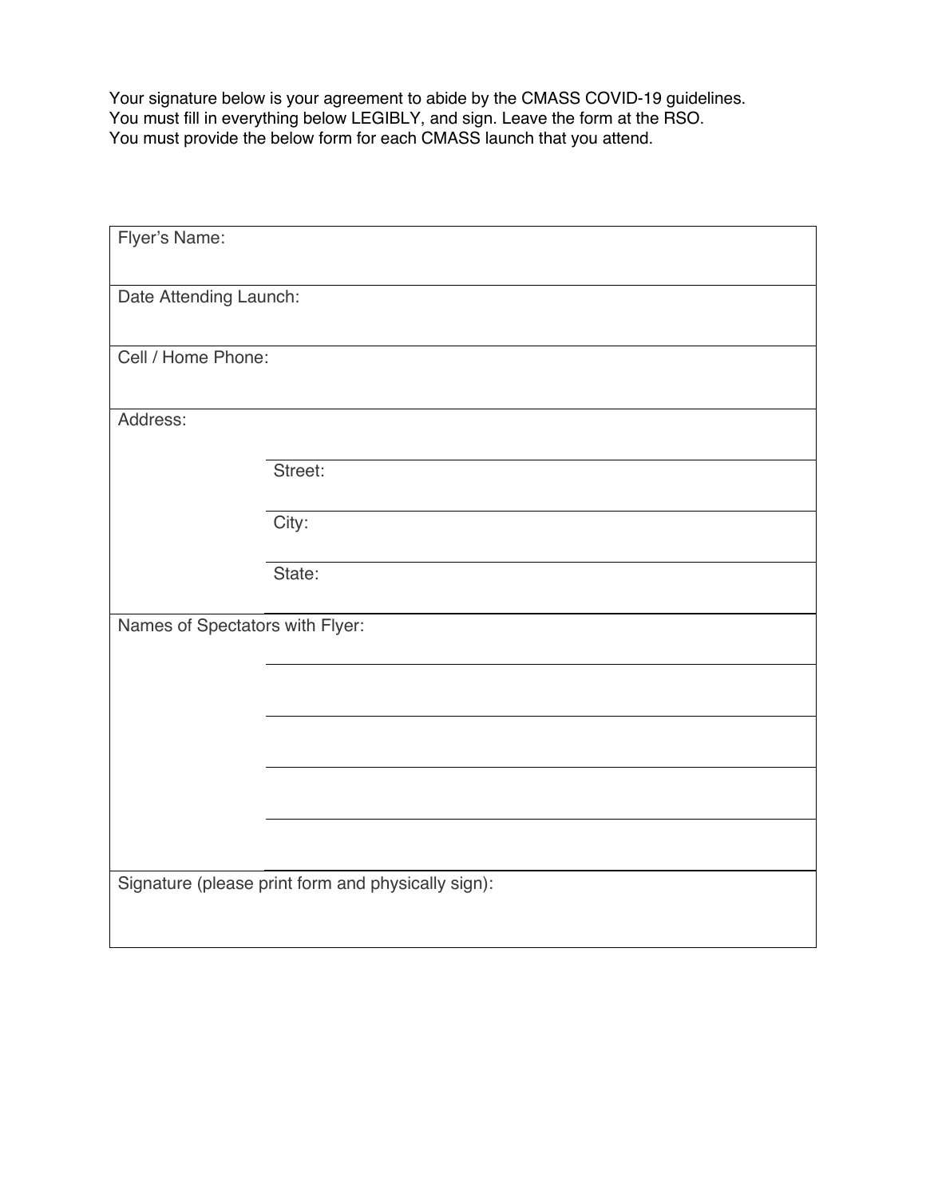Your signature below is your agreement to abide by the CMASS COVID-19 guidelines.
You must fill in everything below LEGIBLY, and sign. Leave the form at the RSO.
You must provide the below form for each CMASS launch that you attend.

| | |
|---|---|
| Flyer's Name: | |
| Date Attending Launch: | |
| Cell / Home Phone: | |
| Address: | |
| | Street: |
| | City: |
| | State: |
| Names of Spectators with Flyer: | |
| | |
| | |
| | |
| | |
| | |
| Signature (please print form and physically sign): | |